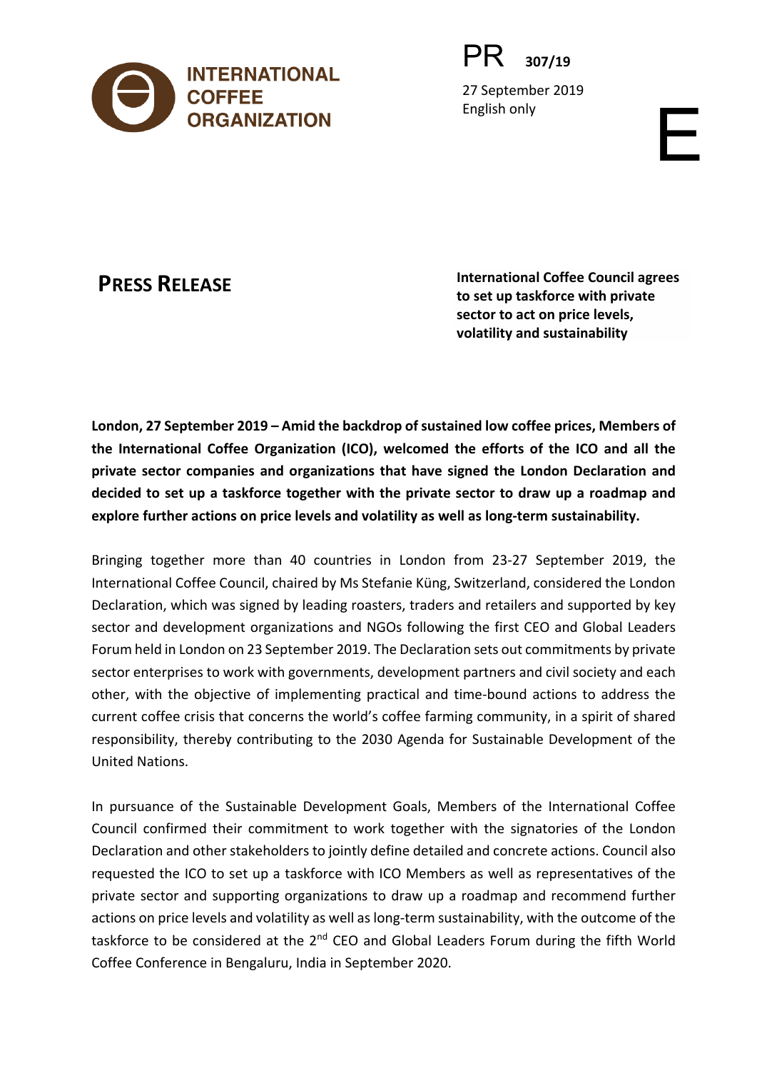INTERNATIONAL COFFEE ORGANIZATION

PR 307/19

27 September 2019
English only

E

# PRESS RELEASE

**International Coffee Council agrees to set up taskforce with private sector to act on price levels, volatility and sustainability**

**London, 27 September 2019 – Amid the backdrop of sustained low coffee prices, Members of the International Coffee Organization (ICO), welcomed the efforts of the ICO and all the private sector companies and organizations that have signed the London Declaration and decided to set up a taskforce together with the private sector to draw up a roadmap and explore further actions on price levels and volatility as well as long-term sustainability.**

Bringing together more than 40 countries in London from 23-27 September 2019, the International Coffee Council, chaired by Ms Stefanie Küng, Switzerland, considered the London Declaration, which was signed by leading roasters, traders and retailers and supported by key sector and development organizations and NGOs following the first CEO and Global Leaders Forum held in London on 23 September 2019. The Declaration sets out commitments by private sector enterprises to work with governments, development partners and civil society and each other, with the objective of implementing practical and time-bound actions to address the current coffee crisis that concerns the world's coffee farming community, in a spirit of shared responsibility, thereby contributing to the 2030 Agenda for Sustainable Development of the United Nations.

In pursuance of the Sustainable Development Goals, Members of the International Coffee Council confirmed their commitment to work together with the signatories of the London Declaration and other stakeholders to jointly define detailed and concrete actions. Council also requested the ICO to set up a taskforce with ICO Members as well as representatives of the private sector and supporting organizations to draw up a roadmap and recommend further actions on price levels and volatility as well as long-term sustainability, with the outcome of the taskforce to be considered at the 2nd CEO and Global Leaders Forum during the fifth World Coffee Conference in Bengaluru, India in September 2020.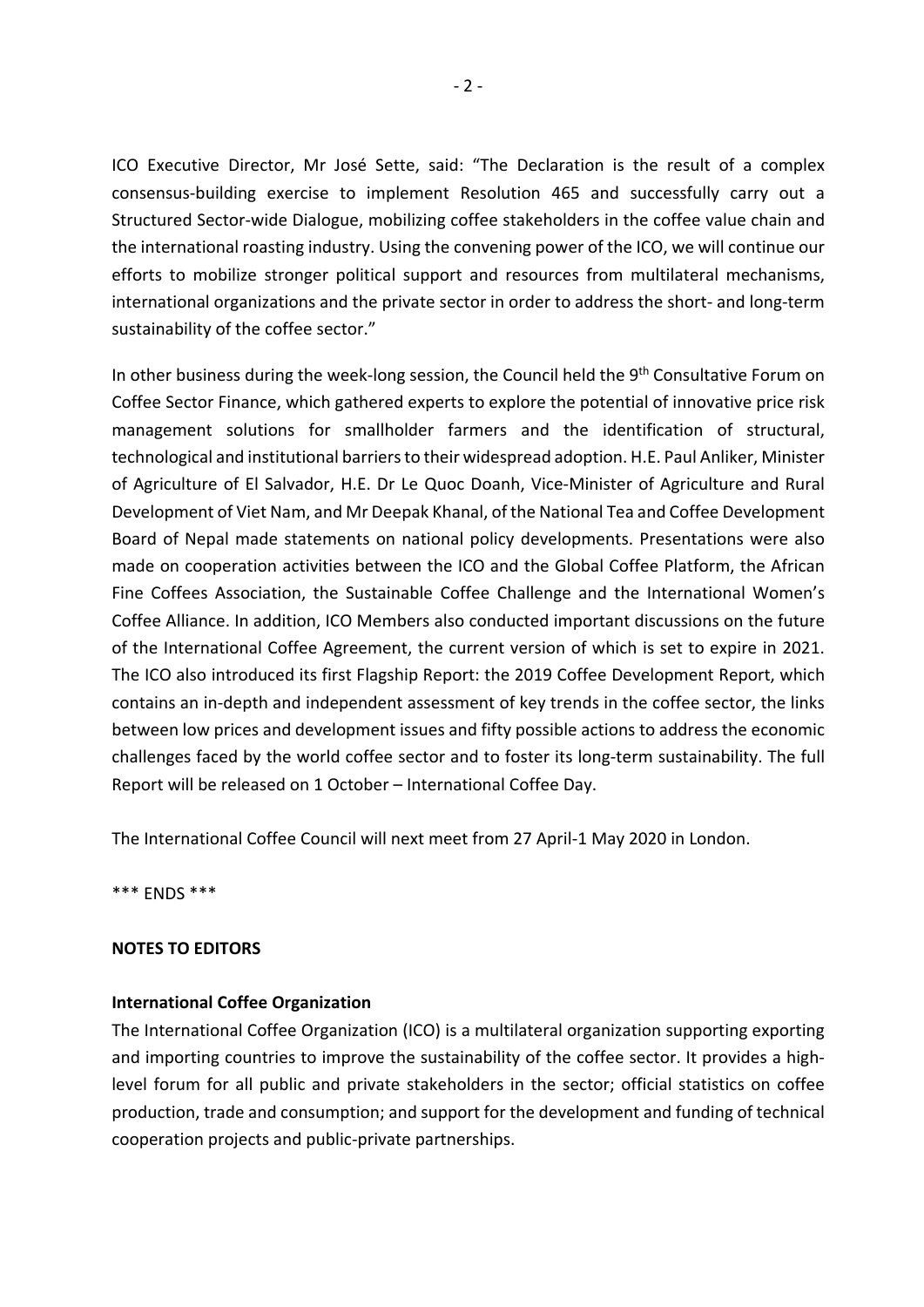ICO Executive Director, Mr José Sette, said: "The Declaration is the result of a complex consensus-building exercise to implement Resolution 465 and successfully carry out a Structured Sector-wide Dialogue, mobilizing coffee stakeholders in the coffee value chain and the international roasting industry. Using the convening power of the ICO, we will continue our efforts to mobilize stronger political support and resources from multilateral mechanisms, international organizations and the private sector in order to address the short- and long-term sustainability of the coffee sector."

In other business during the week-long session, the Council held the 9th Consultative Forum on Coffee Sector Finance, which gathered experts to explore the potential of innovative price risk management solutions for smallholder farmers and the identification of structural, technological and institutional barriers to their widespread adoption. H.E. Paul Anliker, Minister of Agriculture of El Salvador, H.E. Dr Le Quoc Doanh, Vice-Minister of Agriculture and Rural Development of Viet Nam, and Mr Deepak Khanal, of the National Tea and Coffee Development Board of Nepal made statements on national policy developments. Presentations were also made on cooperation activities between the ICO and the Global Coffee Platform, the African Fine Coffees Association, the Sustainable Coffee Challenge and the International Women's Coffee Alliance. In addition, ICO Members also conducted important discussions on the future of the International Coffee Agreement, the current version of which is set to expire in 2021. The ICO also introduced its first Flagship Report: the 2019 Coffee Development Report, which contains an in-depth and independent assessment of key trends in the coffee sector, the links between low prices and development issues and fifty possible actions to address the economic challenges faced by the world coffee sector and to foster its long-term sustainability. The full Report will be released on 1 October – International Coffee Day.

The International Coffee Council will next meet from 27 April-1 May 2020 in London.

*** ENDS ***

**NOTES TO EDITORS**

**International Coffee Organization**

The International Coffee Organization (ICO) is a multilateral organization supporting exporting and importing countries to improve the sustainability of the coffee sector. It provides a high-level forum for all public and private stakeholders in the sector; official statistics on coffee production, trade and consumption; and support for the development and funding of technical cooperation projects and public-private partnerships.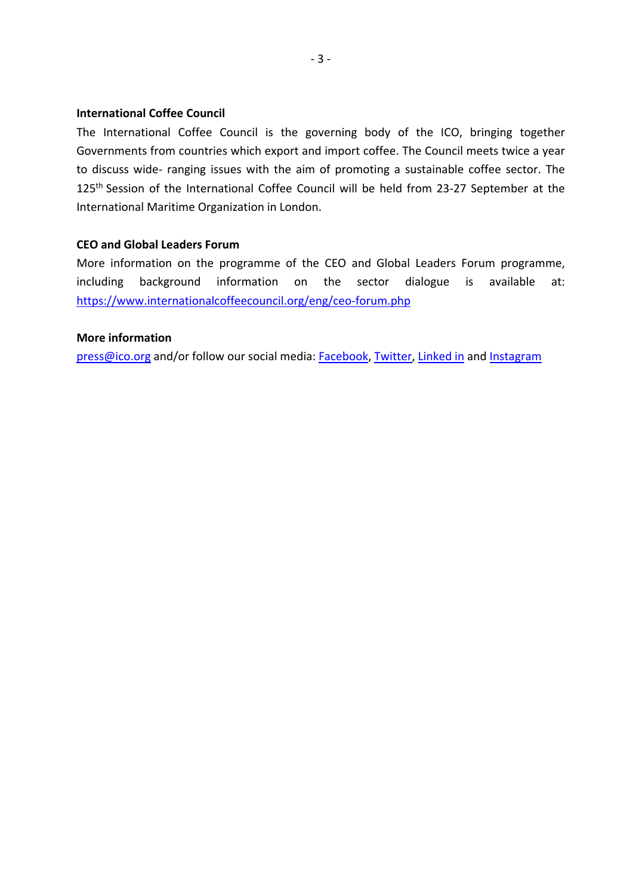**International Coffee Council**

The International Coffee Council is the governing body of the ICO, bringing together Governments from countries which export and import coffee. The Council meets twice a year to discuss wide- ranging issues with the aim of promoting a sustainable coffee sector. The 125th Session of the International Coffee Council will be held from 23-27 September at the International Maritime Organization in London.

**CEO and Global Leaders Forum**

More information on the programme of the CEO and Global Leaders Forum programme, including background information on the sector dialogue is available at: https://www.internationalcoffeecouncil.org/eng/ceo-forum.php

**More information**

press@ico.org and/or follow our social media: Facebook, Twitter, Linked in and Instagram